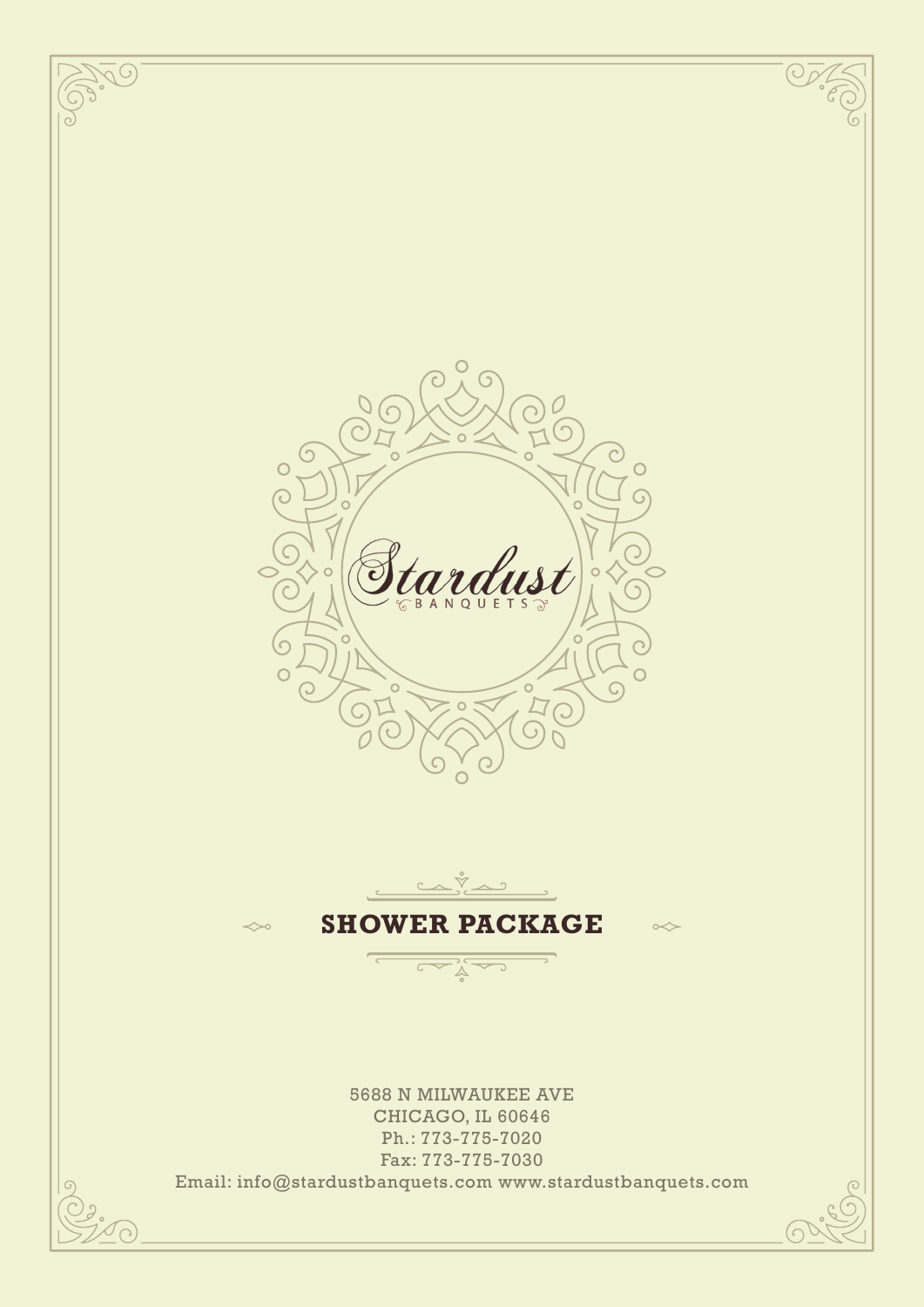# Stardust

BANQUETS

## SHOWER PACKAGE

5688 N MILWAUKEE AVE
CHICAGO, IL 60646
Ph.: 773-775-7020
Fax: 773-775-7030
Email: info@stardustbanquets.com www.stardustbanquets.com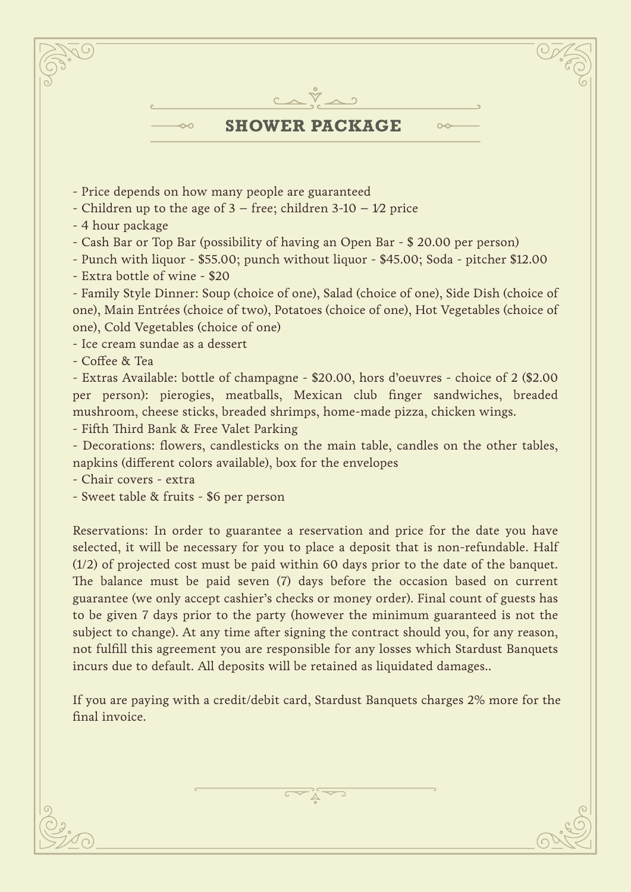# SHOWER PACKAGE

- Price depends on how many people are guaranteed
- Children up to the age of 3 – free; children 3-10 – 1⁄2 price
- 4 hour package
- Cash Bar or Top Bar (possibility of having an Open Bar - $ 20.00 per person)
- Punch with liquor - $55.00; punch without liquor - $45.00; Soda - pitcher $12.00
- Extra bottle of wine - $20
- Family Style Dinner: Soup (choice of one), Salad (choice of one), Side Dish (choice of one), Main Entrées (choice of two), Potatoes (choice of one), Hot Vegetables (choice of one), Cold Vegetables (choice of one)
- Ice cream sundae as a dessert
- Coffee & Tea
- Extras Available: bottle of champagne - $20.00, hors d'oeuvres - choice of 2 ($2.00 per person): pierogies, meatballs, Mexican club finger sandwiches, breaded mushroom, cheese sticks, breaded shrimps, home-made pizza, chicken wings.
- Fifth Third Bank & Free Valet Parking
- Decorations: flowers, candlesticks on the main table, candles on the other tables, napkins (different colors available), box for the envelopes
- Chair covers - extra
- Sweet table & fruits - $6 per person

Reservations: In order to guarantee a reservation and price for the date you have selected, it will be necessary for you to place a deposit that is non-refundable. Half (1/2) of projected cost must be paid within 60 days prior to the date of the banquet. The balance must be paid seven (7) days before the occasion based on current guarantee (we only accept cashier's checks or money order). Final count of guests has to be given 7 days prior to the party (however the minimum guaranteed is not the subject to change). At any time after signing the contract should you, for any reason, not fulfill this agreement you are responsible for any losses which Stardust Banquets incurs due to default. All deposits will be retained as liquidated damages..

If you are paying with a credit/debit card, Stardust Banquets charges 2% more for the final invoice.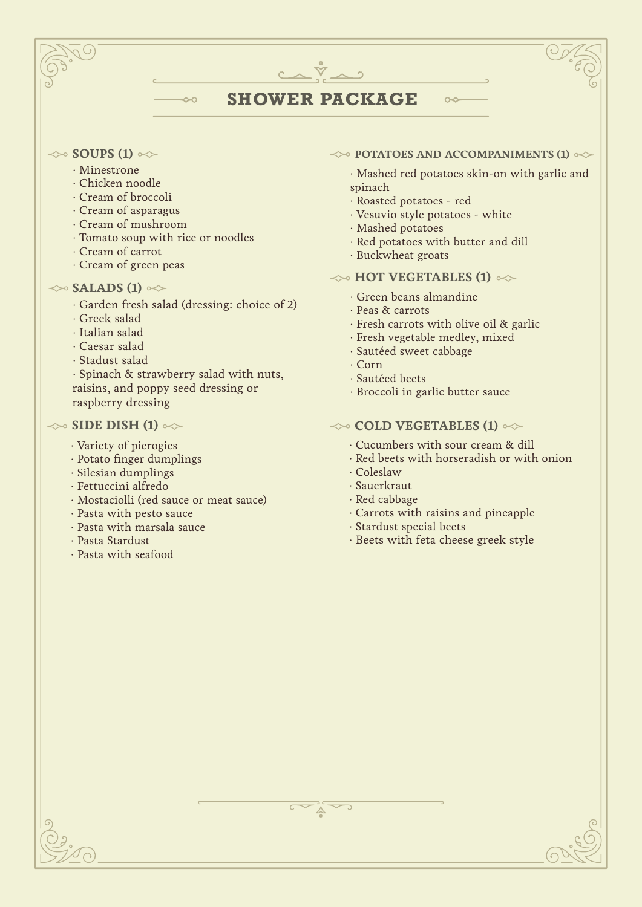# SHOWER PACKAGE

## SOUPS (1)

- Minestrone
- Chicken noodle
- Cream of broccoli
- Cream of asparagus
- Cream of mushroom
- Tomato soup with rice or noodles
- Cream of carrot
- Cream of green peas

## SALADS (1)

- Garden fresh salad (dressing: choice of 2)
- Greek salad
- Italian salad
- Caesar salad
- Stadust salad
- Spinach & strawberry salad with nuts, raisins, and poppy seed dressing or raspberry dressing

## SIDE DISH (1)

- Variety of pierogies
- Potato finger dumplings
- Silesian dumplings
- Fettuccini alfredo
- Mostaciolli (red sauce or meat sauce)
- Pasta with pesto sauce
- Pasta with marsala sauce
- Pasta Stardust
- Pasta with seafood

## POTATOES AND ACCOMPANIMENTS (1)

- Mashed red potatoes skin-on with garlic and spinach
- Roasted potatoes - red
- Vesuvio style potatoes - white
- Mashed potatoes
- Red potatoes with butter and dill
- Buckwheat groats

## HOT VEGETABLES (1)

- Green beans almandine
- Peas & carrots
- Fresh carrots with olive oil & garlic
- Fresh vegetable medley, mixed
- Sautéed sweet cabbage
- Corn
- Sautéed beets
- Broccoli in garlic butter sauce

## COLD VEGETABLES (1)

- Cucumbers with sour cream & dill
- Red beets with horseradish or with onion
- Coleslaw
- Sauerkraut
- Red cabbage
- Carrots with raisins and pineapple
- Stardust special beets
- Beets with feta cheese greek style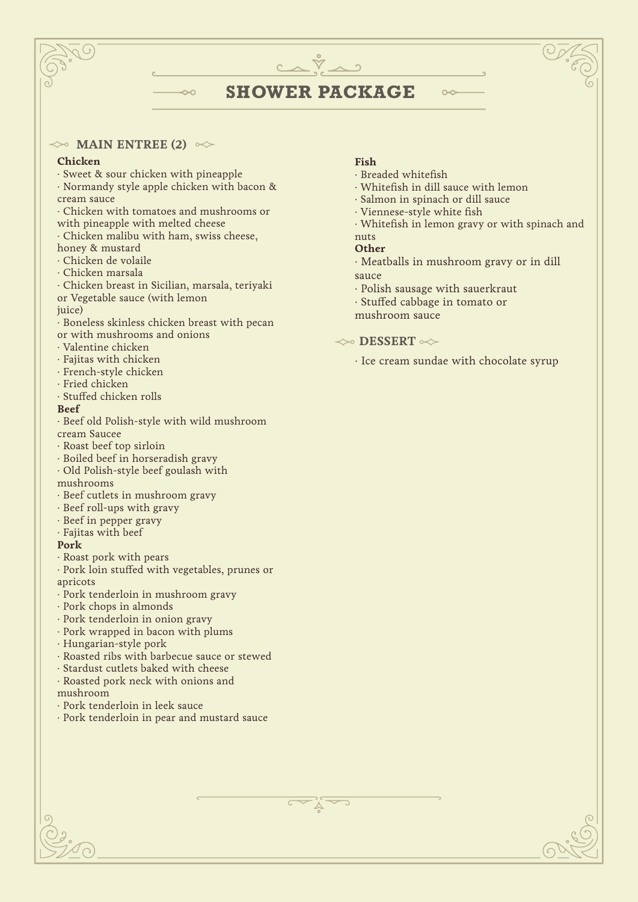# SHOWER PACKAGE

## MAIN ENTREE (2)

**Chicken**

- Sweet & sour chicken with pineapple
- Normandy style apple chicken with bacon & cream sauce
- Chicken with tomatoes and mushrooms or with pineapple with melted cheese
- Chicken malibu with ham, swiss cheese, honey & mustard
- Chicken de volaile
- Chicken marsala
- Chicken breast in Sicilian, marsala, teriyaki or Vegetable sauce (with lemon juice)
- Boneless skinless chicken breast with pecan or with mushrooms and onions
- Valentine chicken
- Fajitas with chicken
- French-style chicken
- Fried chicken
- Stuffed chicken rolls

**Beef**

- Beef old Polish-style with wild mushroom cream Saucee
- Roast beef top sirloin
- Boiled beef in horseradish gravy
- Old Polish-style beef goulash with mushrooms
- Beef cutlets in mushroom gravy
- Beef roll-ups with gravy
- Beef in pepper gravy
- Fajitas with beef

**Pork**

- Roast pork with pears
- Pork loin stuffed with vegetables, prunes or apricots
- Pork tenderloin in mushroom gravy
- Pork chops in almonds
- Pork tenderloin in onion gravy
- Pork wrapped in bacon with plums
- Hungarian-style pork
- Roasted ribs with barbecue sauce or stewed
- Stardust cutlets baked with cheese
- Roasted pork neck with onions and mushroom
- Pork tenderloin in leek sauce
- Pork tenderloin in pear and mustard sauce

**Fish**

- Breaded whitefish
- Whitefish in dill sauce with lemon
- Salmon in spinach or dill sauce
- Viennese-style white fish
- Whitefish in lemon gravy or with spinach and nuts

**Other**

- Meatballs in mushroom gravy or in dill sauce
- Polish sausage with sauerkraut
- Stuffed cabbage in tomato or mushroom sauce

## DESSERT

- Ice cream sundae with chocolate syrup